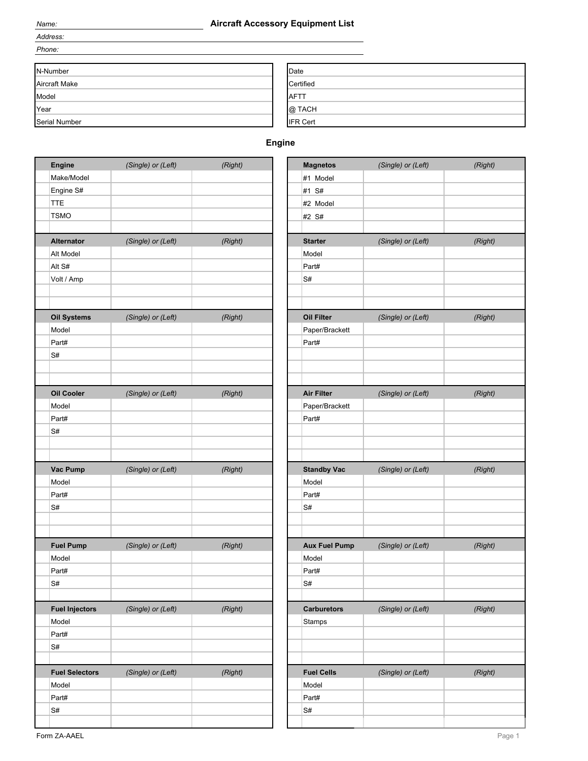# Aircraft Accessory Equipment List

Name:

Address:

Phone:

| | |
|---|---|
| N-Number | |
| Aircraft Make | |
| Model | |
| Year | |
| Serial Number | |

| | |
|---|---|
| Date | |
| Certified | |
| AFTT | |
| @ TACH | |
| IFR Cert | |

## Engine

| **Engine** | *(Single) or (Left)* | *(Right)* |
|---|---|---|
| Make/Model | | |
| Engine S# | | |
| TTE | | |
| TSMO | | |
| | | |

| **Magnetos** | *(Single) or (Left)* | *(Right)* |
|---|---|---|
| #1 Model | | |
| #1 S# | | |
| #2 Model | | |
| #2 S# | | |
| | | |

| **Alternator** | *(Single) or (Left)* | *(Right)* |
|---|---|---|
| Alt Model | | |
| Alt S# | | |
| Volt / Amp | | |
| | | |
| | | |

| **Starter** | *(Single) or (Left)* | *(Right)* |
|---|---|---|
| Model | | |
| Part# | | |
| S# | | |
| | | |
| | | |

| **Oil Systems** | *(Single) or (Left)* | *(Right)* |
|---|---|---|
| Model | | |
| Part# | | |
| S# | | |
| | | |
| | | |

| **Oil Filter** | *(Single) or (Left)* | *(Right)* |
|---|---|---|
| Paper/Brackett | | |
| Part# | | |
| | | |
| | | |
| | | |

| **Oil Cooler** | *(Single) or (Left)* | *(Right)* |
|---|---|---|
| Model | | |
| Part# | | |
| S# | | |
| | | |
| | | |

| **Air Filter** | *(Single) or (Left)* | *(Right)* |
|---|---|---|
| Paper/Brackett | | |
| Part# | | |
| | | |
| | | |
| | | |

| **Vac Pump** | *(Single) or (Left)* | *(Right)* |
|---|---|---|
| Model | | |
| Part# | | |
| S# | | |
| | | |
| | | |

| **Standby Vac** | *(Single) or (Left)* | *(Right)* |
|---|---|---|
| Model | | |
| Part# | | |
| S# | | |
| | | |
| | | |

| **Fuel Pump** | *(Single) or (Left)* | *(Right)* |
|---|---|---|
| Model | | |
| Part# | | |
| S# | | |
| | | |

| **Aux Fuel Pump** | *(Single) or (Left)* | *(Right)* |
|---|---|---|
| Model | | |
| Part# | | |
| S# | | |
| | | |

| **Fuel Injectors** | *(Single) or (Left)* | *(Right)* |
|---|---|---|
| Model | | |
| Part# | | |
| S# | | |
| | | |

| **Carburetors** | *(Single) or (Left)* | *(Right)* |
|---|---|---|
| Stamps | | |
| | | |
| | | |
| | | |

| **Fuel Selectors** | *(Single) or (Left)* | *(Right)* |
|---|---|---|
| Model | | |
| Part# | | |
| S# | | |
| | | |

| **Fuel Cells** | *(Single) or (Left)* | *(Right)* |
|---|---|---|
| Model | | |
| Part# | | |
| S# | | |
| | | |

Form ZA-AAEL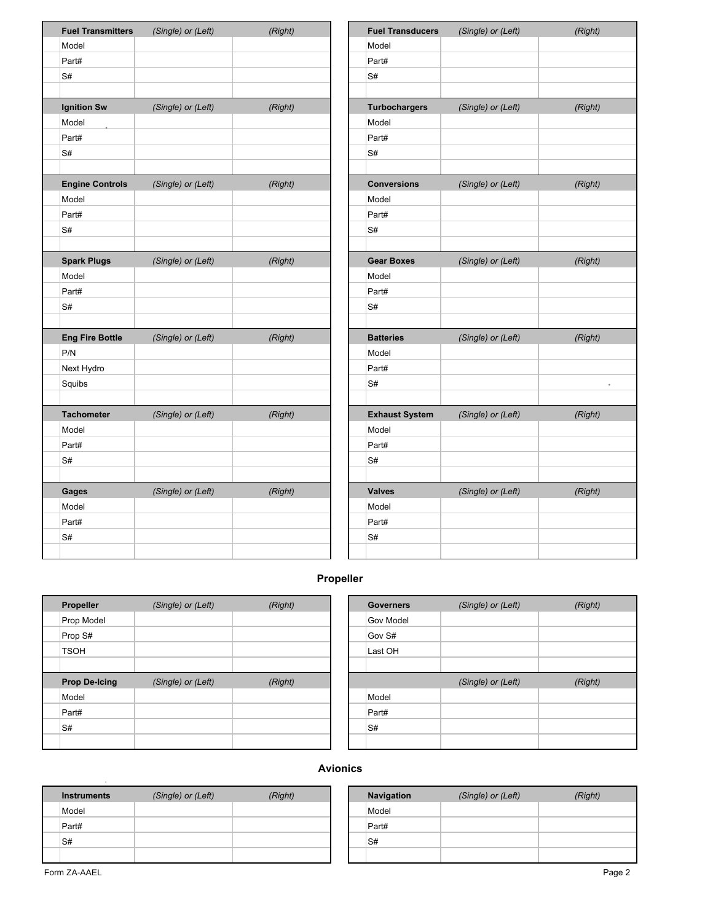| Fuel Transmitters | *(Single) or (Left)* | *(Right)* |
|---|---|---|
| Model | | |
| Part# | | |
| S# | | |
| | | |

| Fuel Transducers | *(Single) or (Left)* | *(Right)* |
|---|---|---|
| Model | | |
| Part# | | |
| S# | | |
| | | |

| Ignition Sw | *(Single) or (Left)* | *(Right)* |
|---|---|---|
| Model | | |
| Part# | | |
| S# | | |
| | | |

| Turbochargers | *(Single) or (Left)* | *(Right)* |
|---|---|---|
| Model | | |
| Part# | | |
| S# | | |
| | | |

| Engine Controls | *(Single) or (Left)* | *(Right)* |
|---|---|---|
| Model | | |
| Part# | | |
| S# | | |
| | | |

| Conversions | *(Single) or (Left)* | *(Right)* |
|---|---|---|
| Model | | |
| Part# | | |
| S# | | |
| | | |

| Spark Plugs | *(Single) or (Left)* | *(Right)* |
|---|---|---|
| Model | | |
| Part# | | |
| S# | | |
| | | |

| Gear Boxes | *(Single) or (Left)* | *(Right)* |
|---|---|---|
| Model | | |
| Part# | | |
| S# | | |
| | | |

| Eng Fire Bottle | *(Single) or (Left)* | *(Right)* |
|---|---|---|
| P/N | | |
| Next Hydro | | |
| Squibs | | |
| | | |

| Batteries | *(Single) or (Left)* | *(Right)* |
|---|---|---|
| Model | | |
| Part# | | |
| S# | | |
| | | |

| Tachometer | *(Single) or (Left)* | *(Right)* |
|---|---|---|
| Model | | |
| Part# | | |
| S# | | |
| | | |

| Exhaust System | *(Single) or (Left)* | *(Right)* |
|---|---|---|
| Model | | |
| Part# | | |
| S# | | |
| | | |

| Gages | *(Single) or (Left)* | *(Right)* |
|---|---|---|
| Model | | |
| Part# | | |
| S# | | |
| | | |

| Valves | *(Single) or (Left)* | *(Right)* |
|---|---|---|
| Model | | |
| Part# | | |
| S# | | |
| | | |

## Propeller

| Propeller | *(Single) or (Left)* | *(Right)* |
|---|---|---|
| Prop Model | | |
| Prop S# | | |
| TSOH | | |
| | | |

| Governers | *(Single) or (Left)* | *(Right)* |
|---|---|---|
| Gov Model | | |
| Gov S# | | |
| Last OH | | |
| | | |

| Prop De-Icing | *(Single) or (Left)* | *(Right)* |
|---|---|---|
| Model | | |
| Part# | | |
| S# | | |
| | | |

| | *(Single) or (Left)* | *(Right)* |
|---|---|---|
| Model | | |
| Part# | | |
| S# | | |
| | | |

## Avionics

| Instruments | *(Single) or (Left)* | *(Right)* |
|---|---|---|
| Model | | |
| Part# | | |
| S# | | |
| | | |

| Navigation | *(Single) or (Left)* | *(Right)* |
|---|---|---|
| Model | | |
| Part# | | |
| S# | | |
| | | |

Form ZA-AAEL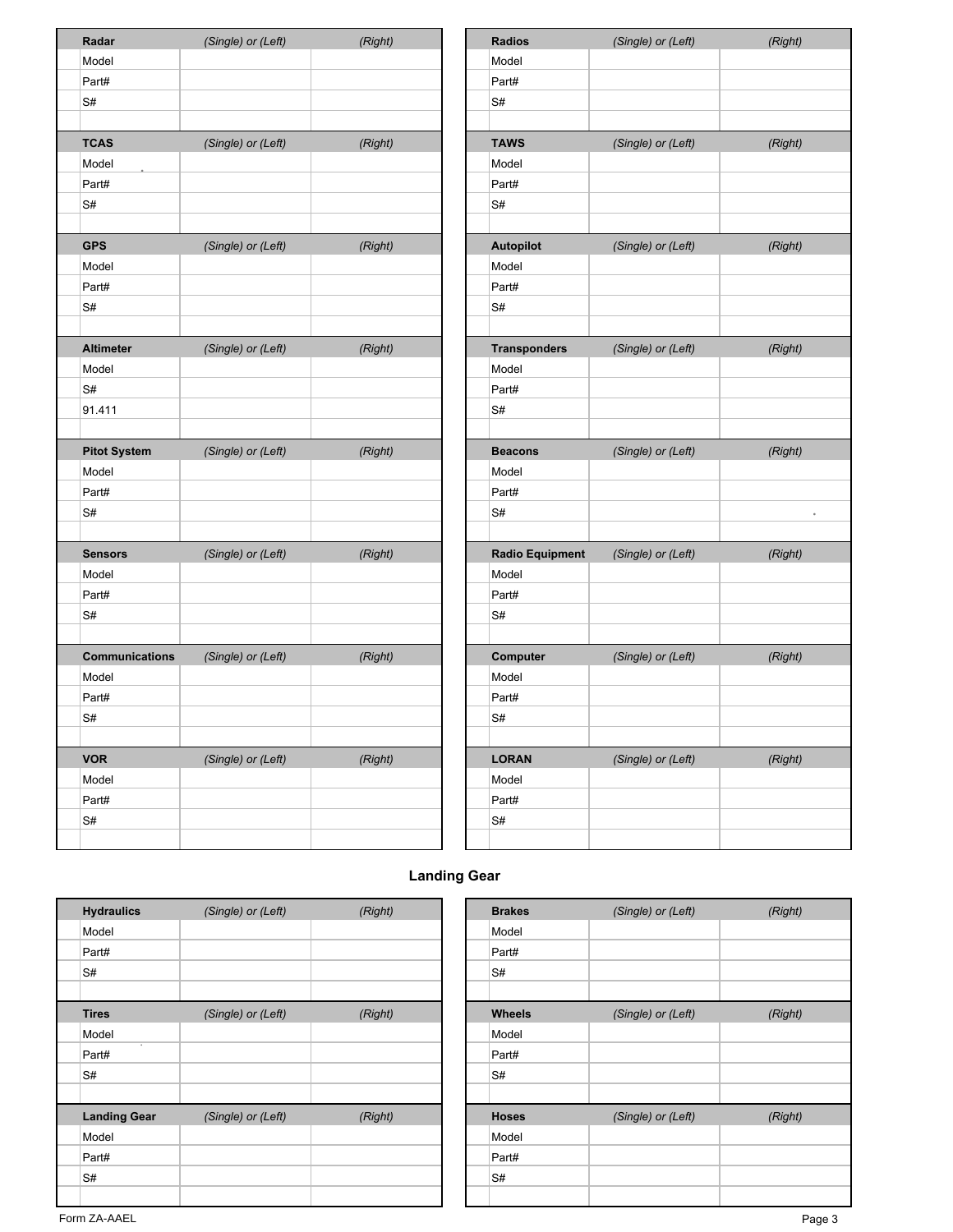| Radar | *(Single) or (Left)* | *(Right)* |
|---|---|---|
| Model | | |
| Part# | | |
| S# | | |
| | | |

| Radios | *(Single) or (Left)* | *(Right)* |
|---|---|---|
| Model | | |
| Part# | | |
| S# | | |
| | | |

| TCAS | *(Single) or (Left)* | *(Right)* |
|---|---|---|
| Model | | |
| Part# | | |
| S# | | |
| | | |

| TAWS | *(Single) or (Left)* | *(Right)* |
|---|---|---|
| Model | | |
| Part# | | |
| S# | | |
| | | |

| GPS | *(Single) or (Left)* | *(Right)* |
|---|---|---|
| Model | | |
| Part# | | |
| S# | | |
| | | |

| Autopilot | *(Single) or (Left)* | *(Right)* |
|---|---|---|
| Model | | |
| Part# | | |
| S# | | |
| | | |

| Altimeter | *(Single) or (Left)* | *(Right)* |
|---|---|---|
| Model | | |
| S# | | |
| 91.411 | | |
| | | |

| Transponders | *(Single) or (Left)* | *(Right)* |
|---|---|---|
| Model | | |
| Part# | | |
| S# | | |
| | | |

| Pitot System | *(Single) or (Left)* | *(Right)* |
|---|---|---|
| Model | | |
| Part# | | |
| S# | | |
| | | |

| Beacons | *(Single) or (Left)* | *(Right)* |
|---|---|---|
| Model | | |
| Part# | | |
| S# | | |
| | | |

| Sensors | *(Single) or (Left)* | *(Right)* |
|---|---|---|
| Model | | |
| Part# | | |
| S# | | |
| | | |

| Radio Equipment | *(Single) or (Left)* | *(Right)* |
|---|---|---|
| Model | | |
| Part# | | |
| S# | | |
| | | |

| Communications | *(Single) or (Left)* | *(Right)* |
|---|---|---|
| Model | | |
| Part# | | |
| S# | | |
| | | |

| Computer | *(Single) or (Left)* | *(Right)* |
|---|---|---|
| Model | | |
| Part# | | |
| S# | | |
| | | |

| VOR | *(Single) or (Left)* | *(Right)* |
|---|---|---|
| Model | | |
| Part# | | |
| S# | | |
| | | |

| LORAN | *(Single) or (Left)* | *(Right)* |
|---|---|---|
| Model | | |
| Part# | | |
| S# | | |
| | | |

## Landing Gear

| Hydraulics | *(Single) or (Left)* | *(Right)* |
|---|---|---|
| Model | | |
| Part# | | |
| S# | | |
| | | |

| Brakes | *(Single) or (Left)* | *(Right)* |
|---|---|---|
| Model | | |
| Part# | | |
| S# | | |
| | | |

| Tires | *(Single) or (Left)* | *(Right)* |
|---|---|---|
| Model | | |
| Part# | | |
| S# | | |
| | | |

| Wheels | *(Single) or (Left)* | *(Right)* |
|---|---|---|
| Model | | |
| Part# | | |
| S# | | |
| | | |

| Landing Gear | *(Single) or (Left)* | *(Right)* |
|---|---|---|
| Model | | |
| Part# | | |
| S# | | |
| | | |

| Hoses | *(Single) or (Left)* | *(Right)* |
|---|---|---|
| Model | | |
| Part# | | |
| S# | | |
| | | |

Form ZA-AAEL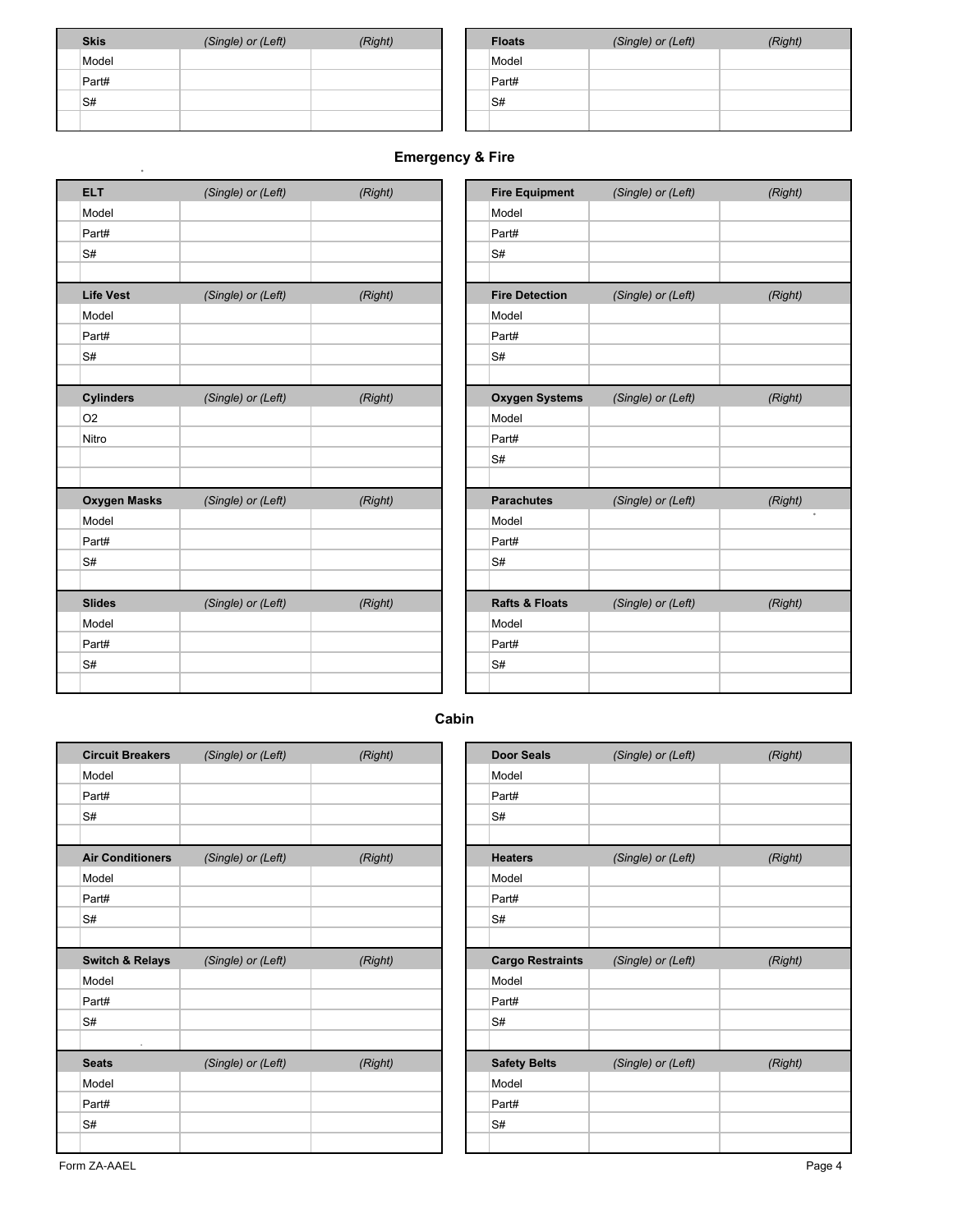| Skis | (Single) or (Left) | (Right) |
| --- | --- | --- |
| Model | | |
| Part# | | |
| S# | | |
| | | |

| Floats | (Single) or (Left) | (Right) |
| --- | --- | --- |
| Model | | |
| Part# | | |
| S# | | |
| | | |

## Emergency & Fire

| ELT | (Single) or (Left) | (Right) |
| --- | --- | --- |
| Model | | |
| Part# | | |
| S# | | |
| | | |
| **Life Vest** | *(Single) or (Left)* | *(Right)* |
| Model | | |
| Part# | | |
| S# | | |
| | | |
| **Cylinders** | *(Single) or (Left)* | *(Right)* |
| O2 | | |
| Nitro | | |
| | | |
| | | |
| **Oxygen Masks** | *(Single) or (Left)* | *(Right)* |
| Model | | |
| Part# | | |
| S# | | |
| | | |
| **Slides** | *(Single) or (Left)* | *(Right)* |
| Model | | |
| Part# | | |
| S# | | |
| | | |

| Fire Equipment | (Single) or (Left) | (Right) |
| --- | --- | --- |
| Model | | |
| Part# | | |
| S# | | |
| | | |
| **Fire Detection** | *(Single) or (Left)* | *(Right)* |
| Model | | |
| Part# | | |
| S# | | |
| | | |
| **Oxygen Systems** | *(Single) or (Left)* | *(Right)* |
| Model | | |
| Part# | | |
| S# | | |
| | | |
| **Parachutes** | *(Single) or (Left)* | *(Right)* |
| Model | | |
| Part# | | |
| S# | | |
| | | |
| **Rafts & Floats** | *(Single) or (Left)* | *(Right)* |
| Model | | |
| Part# | | |
| S# | | |
| | | |

## Cabin

| Circuit Breakers | (Single) or (Left) | (Right) |
| --- | --- | --- |
| Model | | |
| Part# | | |
| S# | | |
| | | |
| **Air Conditioners** | *(Single) or (Left)* | *(Right)* |
| Model | | |
| Part# | | |
| S# | | |
| | | |
| **Switch & Relays** | *(Single) or (Left)* | *(Right)* |
| Model | | |
| Part# | | |
| S# | | |
| | | |
| **Seats** | *(Single) or (Left)* | *(Right)* |
| Model | | |
| Part# | | |
| S# | | |
| | | |

| Door Seals | (Single) or (Left) | (Right) |
| --- | --- | --- |
| Model | | |
| Part# | | |
| S# | | |
| | | |
| **Heaters** | *(Single) or (Left)* | *(Right)* |
| Model | | |
| Part# | | |
| S# | | |
| | | |
| **Cargo Restraints** | *(Single) or (Left)* | *(Right)* |
| Model | | |
| Part# | | |
| S# | | |
| | | |
| **Safety Belts** | *(Single) or (Left)* | *(Right)* |
| Model | | |
| Part# | | |
| S# | | |
| | | |

Form ZA-AAEL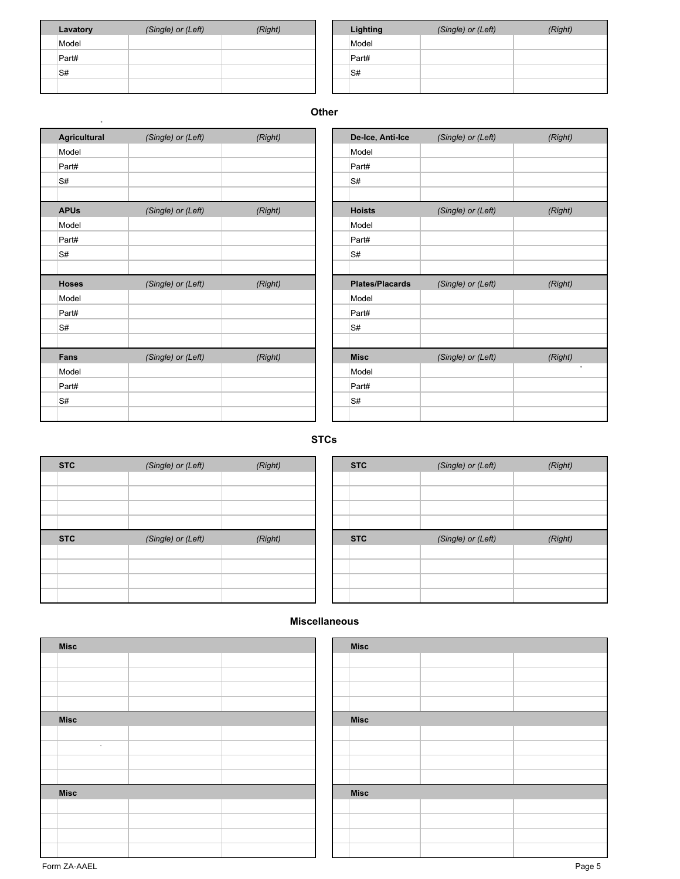| Lavatory | (Single) or (Left) | (Right) |
| --- | --- | --- |
| Model | | |
| Part# | | |
| S# | | |
| | | |

| Lighting | (Single) or (Left) | (Right) |
| --- | --- | --- |
| Model | | |
| Part# | | |
| S# | | |
| | | |

## Other

| Agricultural | (Single) or (Left) | (Right) |
| --- | --- | --- |
| Model | | |
| Part# | | |
| S# | | |
| | | |
| **APUs** | (Single) or (Left) | (Right) |
| Model | | |
| Part# | | |
| S# | | |
| | | |
| **Hoses** | (Single) or (Left) | (Right) |
| Model | | |
| Part# | | |
| S# | | |
| | | |
| **Fans** | (Single) or (Left) | (Right) |
| Model | | |
| Part# | | |
| S# | | |
| | | |

| De-Ice, Anti-Ice | (Single) or (Left) | (Right) |
| --- | --- | --- |
| Model | | |
| Part# | | |
| S# | | |
| | | |
| **Hoists** | (Single) or (Left) | (Right) |
| Model | | |
| Part# | | |
| S# | | |
| | | |
| **Plates/Placards** | (Single) or (Left) | (Right) |
| Model | | |
| Part# | | |
| S# | | |
| | | |
| **Misc** | (Single) or (Left) | (Right) |
| Model | | |
| Part# | | |
| S# | | |
| | | |

## STCs

| STC | (Single) or (Left) | (Right) |
| --- | --- | --- |
| | | |
| | | |
| | | |
| | | |
| **STC** | (Single) or (Left) | (Right) |
| | | |
| | | |
| | | |
| | | |

| STC | (Single) or (Left) | (Right) |
| --- | --- | --- |
| | | |
| | | |
| | | |
| | | |
| **STC** | (Single) or (Left) | (Right) |
| | | |
| | | |
| | | |
| | | |

## Miscellaneous

| Misc | | |
| --- | --- | --- |
| | | |
| | | |
| | | |
| | | |
| **Misc** | | |
| | | |
| | | |
| | | |
| | | |
| **Misc** | | |
| | | |
| | | |
| | | |
| | | |

| Misc | | |
| --- | --- | --- |
| | | |
| | | |
| | | |
| | | |
| **Misc** | | |
| | | |
| | | |
| | | |
| | | |
| **Misc** | | |
| | | |
| | | |
| | | |
| | | |

Form ZA-AAEL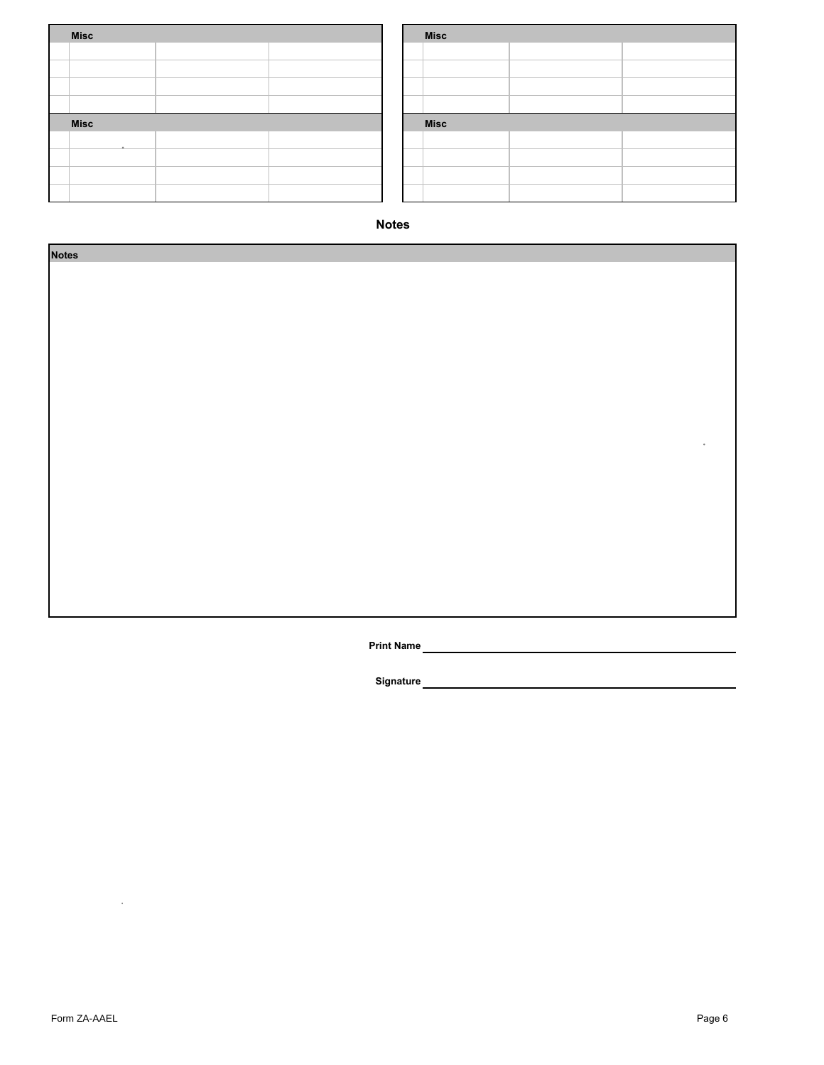| Misc | | | |
| --- | --- | --- | --- |
| | | | |
| | | | |
| | | | |
| | | | |

| Misc | | | |
| --- | --- | --- | --- |
| | | | |
| | | | |
| | | | |
| | | | |

| Misc | | | |
| --- | --- | --- | --- |
| | | | |
| | | | |
| | | | |
| | | | |

| Misc | | | |
| --- | --- | --- | --- |
| | | | |
| | | | |
| | | | |
| | | | |

## Notes

| Notes |
| --- |
| |

**Print Name** ______________________________

**Signature** ______________________________

Form ZA-AAEL